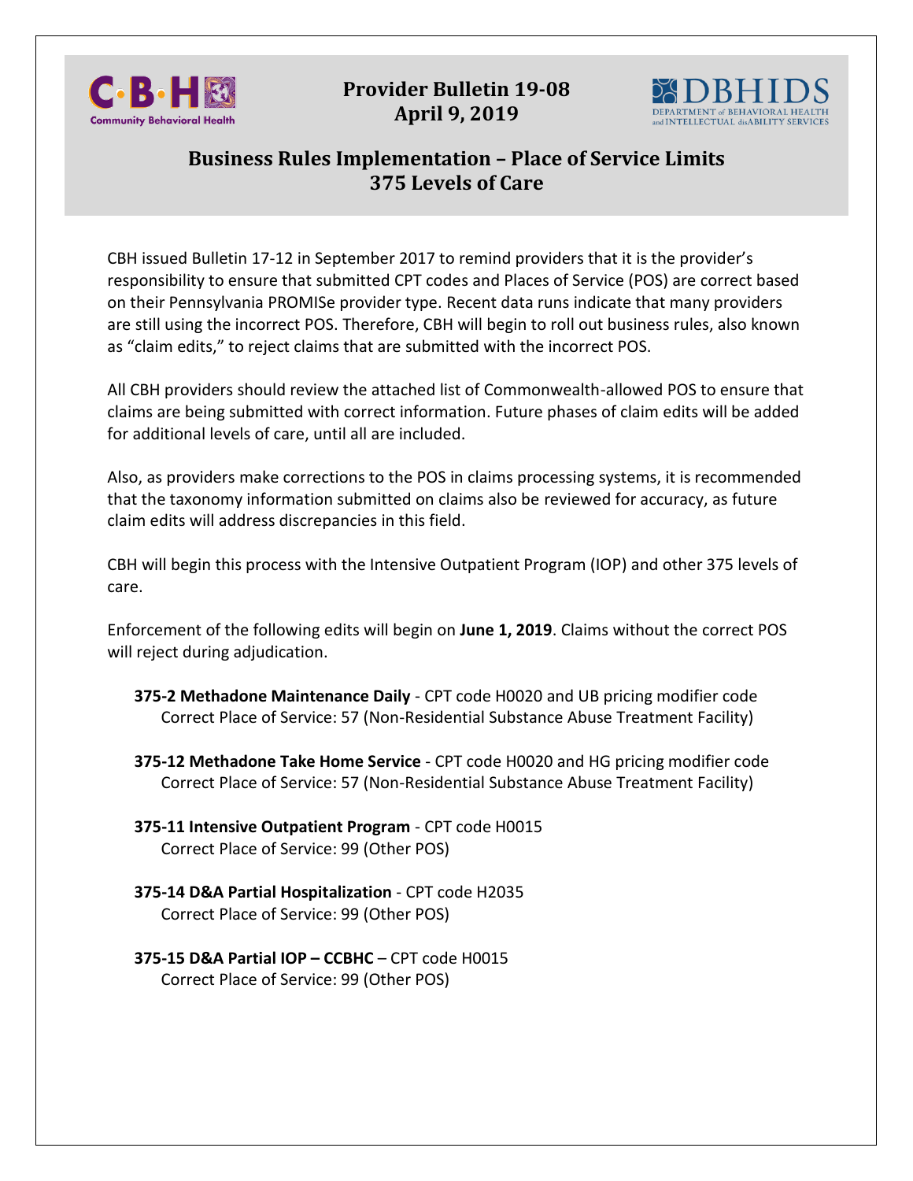**Provider Bulletin 19-08**
**April 9, 2019**

# Business Rules Implementation – Place of Service Limits
# 375 Levels of Care

CBH issued Bulletin 17-12 in September 2017 to remind providers that it is the provider's responsibility to ensure that submitted CPT codes and Places of Service (POS) are correct based on their Pennsylvania PROMISe provider type. Recent data runs indicate that many providers are still using the incorrect POS. Therefore, CBH will begin to roll out business rules, also known as "claim edits," to reject claims that are submitted with the incorrect POS.

All CBH providers should review the attached list of Commonwealth-allowed POS to ensure that claims are being submitted with correct information. Future phases of claim edits will be added for additional levels of care, until all are included.

Also, as providers make corrections to the POS in claims processing systems, it is recommended that the taxonomy information submitted on claims also be reviewed for accuracy, as future claim edits will address discrepancies in this field.

CBH will begin this process with the Intensive Outpatient Program (IOP) and other 375 levels of care.

Enforcement of the following edits will begin on **June 1, 2019**. Claims without the correct POS will reject during adjudication.

**375-2 Methadone Maintenance Daily** - CPT code H0020 and UB pricing modifier code
Correct Place of Service: 57 (Non-Residential Substance Abuse Treatment Facility)

**375-12 Methadone Take Home Service** - CPT code H0020 and HG pricing modifier code
Correct Place of Service: 57 (Non-Residential Substance Abuse Treatment Facility)

**375-11 Intensive Outpatient Program** - CPT code H0015
Correct Place of Service: 99 (Other POS)

**375-14 D&A Partial Hospitalization** - CPT code H2035
Correct Place of Service: 99 (Other POS)

**375-15 D&A Partial IOP – CCBHC** – CPT code H0015
Correct Place of Service: 99 (Other POS)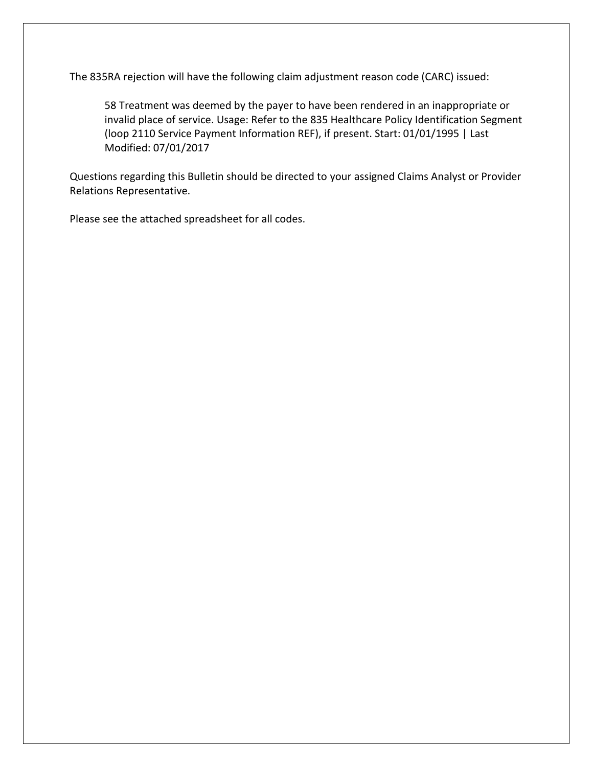The 835RA rejection will have the following claim adjustment reason code (CARC) issued:

> 58 Treatment was deemed by the payer to have been rendered in an inappropriate or invalid place of service. Usage: Refer to the 835 Healthcare Policy Identification Segment (loop 2110 Service Payment Information REF), if present. Start: 01/01/1995 | Last Modified: 07/01/2017

Questions regarding this Bulletin should be directed to your assigned Claims Analyst or Provider Relations Representative.

Please see the attached spreadsheet for all codes.